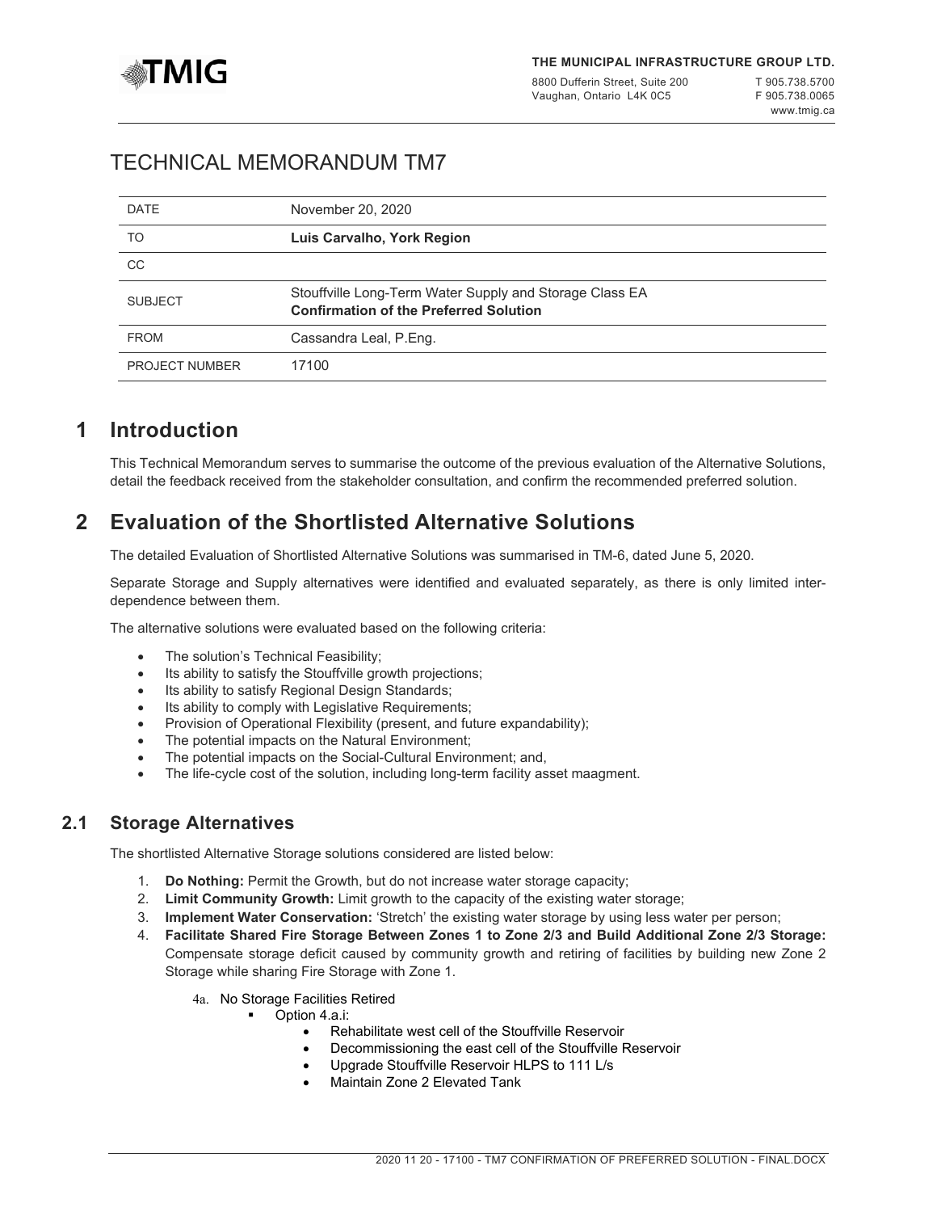**THE MUNICIPAL INFRASTRUCTURE GROUP LTD.**

8800 Dufferin Street, Suite 200
Vaughan, Ontario L4K 0C5

T 905.738.5700
F 905.738.0065
www.tmig.ca

# TECHNICAL MEMORANDUM TM7

| | |
|---|---|
| DATE | November 20, 2020 |
| TO | **Luis Carvalho, York Region** |
| CC | |
| SUBJECT | Stouffville Long-Term Water Supply and Storage Class EA<br>**Confirmation of the Preferred Solution** |
| FROM | Cassandra Leal, P.Eng. |
| PROJECT NUMBER | 17100 |

## 1 Introduction

This Technical Memorandum serves to summarise the outcome of the previous evaluation of the Alternative Solutions, detail the feedback received from the stakeholder consultation, and confirm the recommended preferred solution.

## 2 Evaluation of the Shortlisted Alternative Solutions

The detailed Evaluation of Shortlisted Alternative Solutions was summarised in TM-6, dated June 5, 2020.

Separate Storage and Supply alternatives were identified and evaluated separately, as there is only limited inter-dependence between them.

The alternative solutions were evaluated based on the following criteria:

- The solution's Technical Feasibility;
- Its ability to satisfy the Stouffville growth projections;
- Its ability to satisfy Regional Design Standards;
- Its ability to comply with Legislative Requirements;
- Provision of Operational Flexibility (present, and future expandability);
- The potential impacts on the Natural Environment;
- The potential impacts on the Social-Cultural Environment; and,
- The life-cycle cost of the solution, including long-term facility asset maagment.

### 2.1 Storage Alternatives

The shortlisted Alternative Storage solutions considered are listed below:

1. **Do Nothing:** Permit the Growth, but do not increase water storage capacity;
2. **Limit Community Growth:** Limit growth to the capacity of the existing water storage;
3. **Implement Water Conservation:** 'Stretch' the existing water storage by using less water per person;
4. **Facilitate Shared Fire Storage Between Zones 1 to Zone 2/3 and Build Additional Zone 2/3 Storage:** Compensate storage deficit caused by community growth and retiring of facilities by building new Zone 2 Storage while sharing Fire Storage with Zone 1.

   4a. No Storage Facilities Retired
   - Option 4.a.i:
     - Rehabilitate west cell of the Stouffville Reservoir
     - Decommissioning the east cell of the Stouffville Reservoir
     - Upgrade Stouffville Reservoir HLPS to 111 L/s
     - Maintain Zone 2 Elevated Tank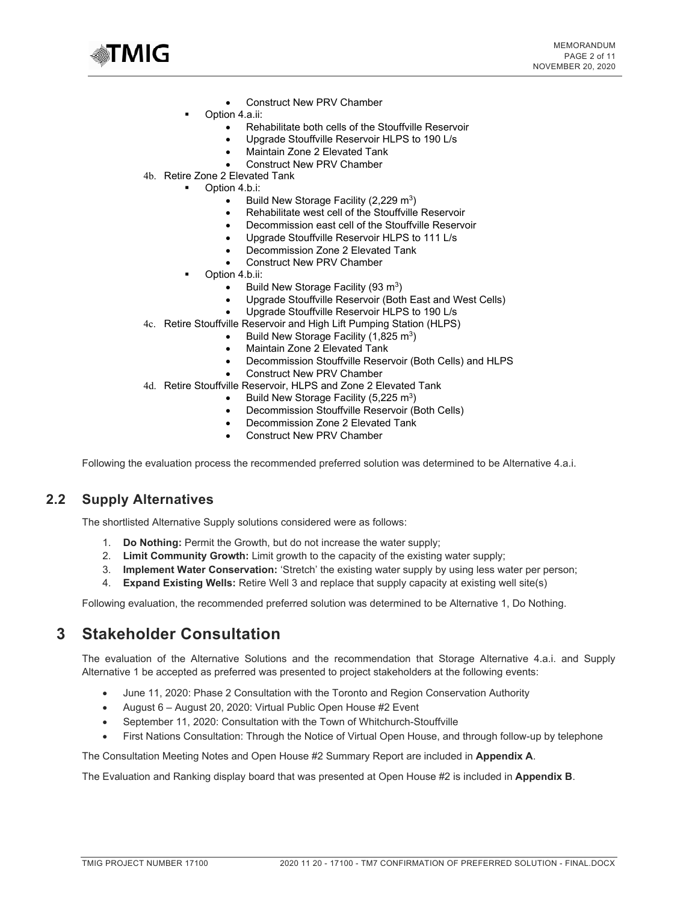- Construct New PRV Chamber
  - Option 4.a.ii:
    - Rehabilitate both cells of the Stouffville Reservoir
    - Upgrade Stouffville Reservoir HLPS to 190 L/s
    - Maintain Zone 2 Elevated Tank
    - Construct New PRV Chamber

4b. Retire Zone 2 Elevated Tank
  - Option 4.b.i:
    - Build New Storage Facility (2,229 $m^3$)
    - Rehabilitate west cell of the Stouffville Reservoir
    - Decommission east cell of the Stouffville Reservoir
    - Upgrade Stouffville Reservoir HLPS to 111 L/s
    - Decommission Zone 2 Elevated Tank
    - Construct New PRV Chamber
  - Option 4.b.ii:
    - Build New Storage Facility (93 $m^3$)
    - Upgrade Stouffville Reservoir (Both East and West Cells)
    - Upgrade Stouffville Reservoir HLPS to 190 L/s

4c. Retire Stouffville Reservoir and High Lift Pumping Station (HLPS)
    - Build New Storage Facility (1,825 $m^3$)
    - Maintain Zone 2 Elevated Tank
    - Decommission Stouffville Reservoir (Both Cells) and HLPS
    - Construct New PRV Chamber

4d. Retire Stouffville Reservoir, HLPS and Zone 2 Elevated Tank
    - Build New Storage Facility (5,225 $m^3$)
    - Decommission Stouffville Reservoir (Both Cells)
    - Decommission Zone 2 Elevated Tank
    - Construct New PRV Chamber

Following the evaluation process the recommended preferred solution was determined to be Alternative 4.a.i.

## 2.2 Supply Alternatives

The shortlisted Alternative Supply solutions considered were as follows:

1. **Do Nothing:** Permit the Growth, but do not increase the water supply;
2. **Limit Community Growth:** Limit growth to the capacity of the existing water supply;
3. **Implement Water Conservation:** 'Stretch' the existing water supply by using less water per person;
4. **Expand Existing Wells:** Retire Well 3 and replace that supply capacity at existing well site(s)

Following evaluation, the recommended preferred solution was determined to be Alternative 1, Do Nothing.

# 3 Stakeholder Consultation

The evaluation of the Alternative Solutions and the recommendation that Storage Alternative 4.a.i. and Supply Alternative 1 be accepted as preferred was presented to project stakeholders at the following events:

- June 11, 2020: Phase 2 Consultation with the Toronto and Region Conservation Authority
- August 6 – August 20, 2020: Virtual Public Open House #2 Event
- September 11, 2020: Consultation with the Town of Whitchurch-Stouffville
- First Nations Consultation: Through the Notice of Virtual Open House, and through follow-up by telephone

The Consultation Meeting Notes and Open House #2 Summary Report are included in **Appendix A**.

The Evaluation and Ranking display board that was presented at Open House #2 is included in **Appendix B**.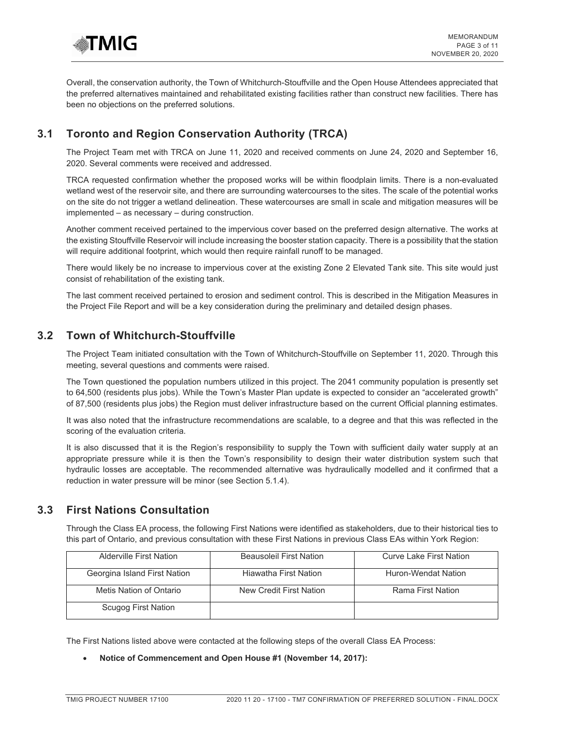Overall, the conservation authority, the Town of Whitchurch-Stouffville and the Open House Attendees appreciated that the preferred alternatives maintained and rehabilitated existing facilities rather than construct new facilities. There has been no objections on the preferred solutions.

## 3.1 Toronto and Region Conservation Authority (TRCA)

The Project Team met with TRCA on June 11, 2020 and received comments on June 24, 2020 and September 16, 2020. Several comments were received and addressed.

TRCA requested confirmation whether the proposed works will be within floodplain limits. There is a non-evaluated wetland west of the reservoir site, and there are surrounding watercourses to the sites. The scale of the potential works on the site do not trigger a wetland delineation. These watercourses are small in scale and mitigation measures will be implemented – as necessary – during construction.

Another comment received pertained to the impervious cover based on the preferred design alternative. The works at the existing Stouffville Reservoir will include increasing the booster station capacity. There is a possibility that the station will require additional footprint, which would then require rainfall runoff to be managed.

There would likely be no increase to impervious cover at the existing Zone 2 Elevated Tank site. This site would just consist of rehabilitation of the existing tank.

The last comment received pertained to erosion and sediment control. This is described in the Mitigation Measures in the Project File Report and will be a key consideration during the preliminary and detailed design phases.

## 3.2 Town of Whitchurch-Stouffville

The Project Team initiated consultation with the Town of Whitchurch-Stouffville on September 11, 2020. Through this meeting, several questions and comments were raised.

The Town questioned the population numbers utilized in this project. The 2041 community population is presently set to 64,500 (residents plus jobs). While the Town's Master Plan update is expected to consider an "accelerated growth" of 87,500 (residents plus jobs) the Region must deliver infrastructure based on the current Official planning estimates.

It was also noted that the infrastructure recommendations are scalable, to a degree and that this was reflected in the scoring of the evaluation criteria.

It is also discussed that it is the Region's responsibility to supply the Town with sufficient daily water supply at an appropriate pressure while it is then the Town's responsibility to design their water distribution system such that hydraulic losses are acceptable. The recommended alternative was hydraulically modelled and it confirmed that a reduction in water pressure will be minor (see Section 5.1.4).

## 3.3 First Nations Consultation

Through the Class EA process, the following First Nations were identified as stakeholders, due to their historical ties to this part of Ontario, and previous consultation with these First Nations in previous Class EAs within York Region:

| | | |
|---|---|---|
| Alderville First Nation | Beausoleil First Nation | Curve Lake First Nation |
| Georgina Island First Nation | Hiawatha First Nation | Huron-Wendat Nation |
| Metis Nation of Ontario | New Credit First Nation | Rama First Nation |
| Scugog First Nation | | |

The First Nations listed above were contacted at the following steps of the overall Class EA Process:

- **Notice of Commencement and Open House #1 (November 14, 2017):**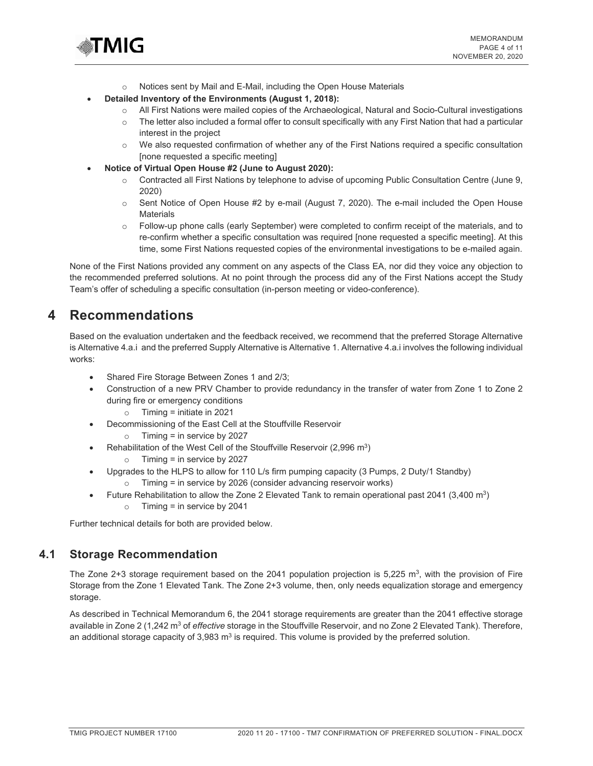- Notices sent by Mail and E-Mail, including the Open House Materials
- **Detailed Inventory of the Environments (August 1, 2018):**
    - All First Nations were mailed copies of the Archaeological, Natural and Socio-Cultural investigations
    - The letter also included a formal offer to consult specifically with any First Nation that had a particular interest in the project
    - We also requested confirmation of whether any of the First Nations required a specific consultation [none requested a specific meeting]
- **Notice of Virtual Open House #2 (June to August 2020):**
    - Contracted all First Nations by telephone to advise of upcoming Public Consultation Centre (June 9, 2020)
    - Sent Notice of Open House #2 by e-mail (August 7, 2020). The e-mail included the Open House Materials
    - Follow-up phone calls (early September) were completed to confirm receipt of the materials, and to re-confirm whether a specific consultation was required [none requested a specific meeting]. At this time, some First Nations requested copies of the environmental investigations to be e-mailed again.

None of the First Nations provided any comment on any aspects of the Class EA, nor did they voice any objection to the recommended preferred solutions. At no point through the process did any of the First Nations accept the Study Team's offer of scheduling a specific consultation (in-person meeting or video-conference).

# 4 Recommendations

Based on the evaluation undertaken and the feedback received, we recommend that the preferred Storage Alternative is Alternative 4.a.i and the preferred Supply Alternative is Alternative 1. Alternative 4.a.i involves the following individual works:

- Shared Fire Storage Between Zones 1 and 2/3;
- Construction of a new PRV Chamber to provide redundancy in the transfer of water from Zone 1 to Zone 2 during fire or emergency conditions
    - Timing = initiate in 2021
- Decommissioning of the East Cell at the Stouffville Reservoir
    - Timing = in service by 2027
- Rehabilitation of the West Cell of the Stouffville Reservoir (2,996 $m^3$)
    - Timing = in service by 2027
- Upgrades to the HLPS to allow for 110 L/s firm pumping capacity (3 Pumps, 2 Duty/1 Standby)
    - Timing = in service by 2026 (consider advancing reservoir works)
- Future Rehabilitation to allow the Zone 2 Elevated Tank to remain operational past 2041 (3,400 $m^3$)
    - Timing = in service by 2041

Further technical details for both are provided below.

## 4.1 Storage Recommendation

The Zone 2+3 storage requirement based on the 2041 population projection is 5,225 $m^3$, with the provision of Fire Storage from the Zone 1 Elevated Tank. The Zone 2+3 volume, then, only needs equalization storage and emergency storage.

As described in Technical Memorandum 6, the 2041 storage requirements are greater than the 2041 effective storage available in Zone 2 (1,242 $m^3$ of *effective* storage in the Stouffville Reservoir, and no Zone 2 Elevated Tank). Therefore, an additional storage capacity of 3,983 $m^3$ is required. This volume is provided by the preferred solution.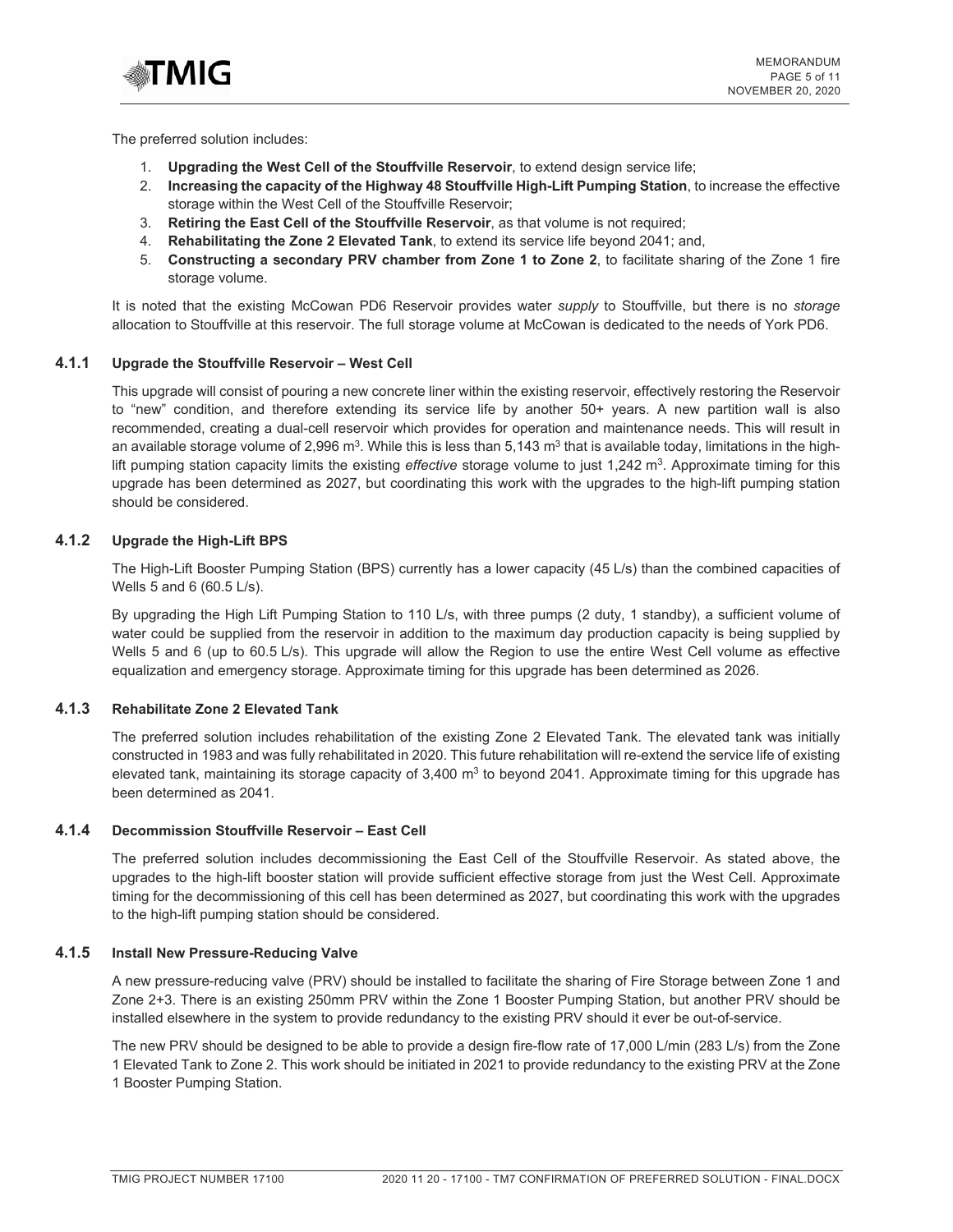The preferred solution includes:

1. **Upgrading the West Cell of the Stouffville Reservoir**, to extend design service life;
2. **Increasing the capacity of the Highway 48 Stouffville High-Lift Pumping Station**, to increase the effective storage within the West Cell of the Stouffville Reservoir;
3. **Retiring the East Cell of the Stouffville Reservoir**, as that volume is not required;
4. **Rehabilitating the Zone 2 Elevated Tank**, to extend its service life beyond 2041; and,
5. **Constructing a secondary PRV chamber from Zone 1 to Zone 2**, to facilitate sharing of the Zone 1 fire storage volume.

It is noted that the existing McCowan PD6 Reservoir provides water *supply* to Stouffville, but there is no *storage* allocation to Stouffville at this reservoir. The full storage volume at McCowan is dedicated to the needs of York PD6.

### 4.1.1 Upgrade the Stouffville Reservoir – West Cell

This upgrade will consist of pouring a new concrete liner within the existing reservoir, effectively restoring the Reservoir to "new" condition, and therefore extending its service life by another 50+ years. A new partition wall is also recommended, creating a dual-cell reservoir which provides for operation and maintenance needs. This will result in an available storage volume of 2,996 $m^3$. While this is less than 5,143 $m^3$ that is available today, limitations in the high-lift pumping station capacity limits the existing *effective* storage volume to just 1,242 $m^3$. Approximate timing for this upgrade has been determined as 2027, but coordinating this work with the upgrades to the high-lift pumping station should be considered.

### 4.1.2 Upgrade the High-Lift BPS

The High-Lift Booster Pumping Station (BPS) currently has a lower capacity (45 L/s) than the combined capacities of Wells 5 and 6 (60.5 L/s).

By upgrading the High Lift Pumping Station to 110 L/s, with three pumps (2 duty, 1 standby), a sufficient volume of water could be supplied from the reservoir in addition to the maximum day production capacity is being supplied by Wells 5 and 6 (up to 60.5 L/s). This upgrade will allow the Region to use the entire West Cell volume as effective equalization and emergency storage. Approximate timing for this upgrade has been determined as 2026.

### 4.1.3 Rehabilitate Zone 2 Elevated Tank

The preferred solution includes rehabilitation of the existing Zone 2 Elevated Tank. The elevated tank was initially constructed in 1983 and was fully rehabilitated in 2020. This future rehabilitation will re-extend the service life of existing elevated tank, maintaining its storage capacity of 3,400 $m^3$ to beyond 2041. Approximate timing for this upgrade has been determined as 2041.

### 4.1.4 Decommission Stouffville Reservoir – East Cell

The preferred solution includes decommissioning the East Cell of the Stouffville Reservoir. As stated above, the upgrades to the high-lift booster station will provide sufficient effective storage from just the West Cell. Approximate timing for the decommissioning of this cell has been determined as 2027, but coordinating this work with the upgrades to the high-lift pumping station should be considered.

### 4.1.5 Install New Pressure-Reducing Valve

A new pressure-reducing valve (PRV) should be installed to facilitate the sharing of Fire Storage between Zone 1 and Zone 2+3. There is an existing 250mm PRV within the Zone 1 Booster Pumping Station, but another PRV should be installed elsewhere in the system to provide redundancy to the existing PRV should it ever be out-of-service.

The new PRV should be designed to be able to provide a design fire-flow rate of 17,000 L/min (283 L/s) from the Zone 1 Elevated Tank to Zone 2. This work should be initiated in 2021 to provide redundancy to the existing PRV at the Zone 1 Booster Pumping Station.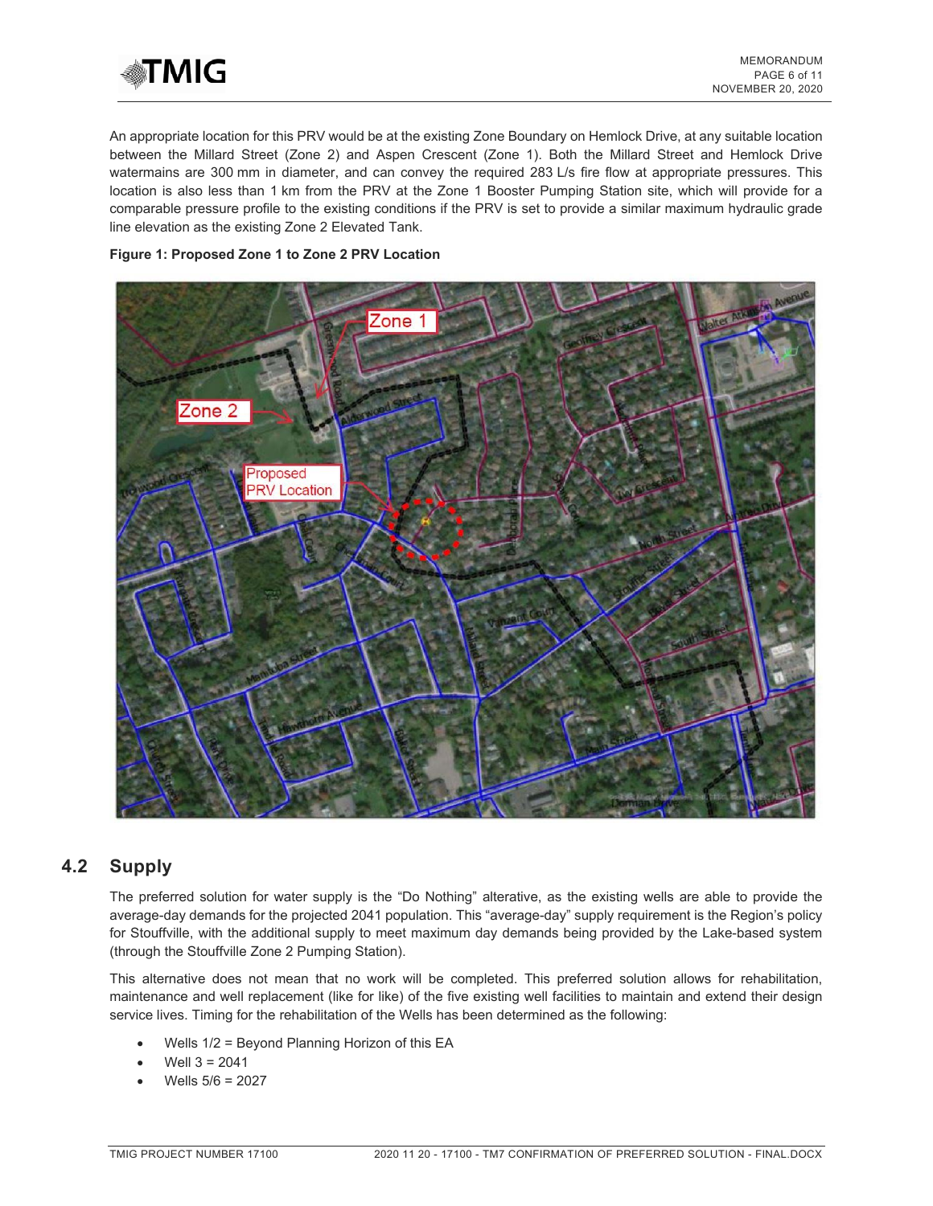An appropriate location for this PRV would be at the existing Zone Boundary on Hemlock Drive, at any suitable location between the Millard Street (Zone 2) and Aspen Crescent (Zone 1). Both the Millard Street and Hemlock Drive watermains are 300 mm in diameter, and can convey the required 283 L/s fire flow at appropriate pressures. This location is also less than 1 km from the PRV at the Zone 1 Booster Pumping Station site, which will provide for a comparable pressure profile to the existing conditions if the PRV is set to provide a similar maximum hydraulic grade line elevation as the existing Zone 2 Elevated Tank.

**Figure 1: Proposed Zone 1 to Zone 2 PRV Location**

## 4.2 Supply

The preferred solution for water supply is the "Do Nothing" alternative, as the existing wells are able to provide the average-day demands for the projected 2041 population. This "average-day" supply requirement is the Region's policy for Stouffville, with the additional supply to meet maximum day demands being provided by the Lake-based system (through the Stouffville Zone 2 Pumping Station).

This alternative does not mean that no work will be completed. This preferred solution allows for rehabilitation, maintenance and well replacement (like for like) of the five existing well facilities to maintain and extend their design service lives. Timing for the rehabilitation of the Wells has been determined as the following:

- Wells 1/2 = Beyond Planning Horizon of this EA
- Well 3 = 2041
- Wells 5/6 = 2027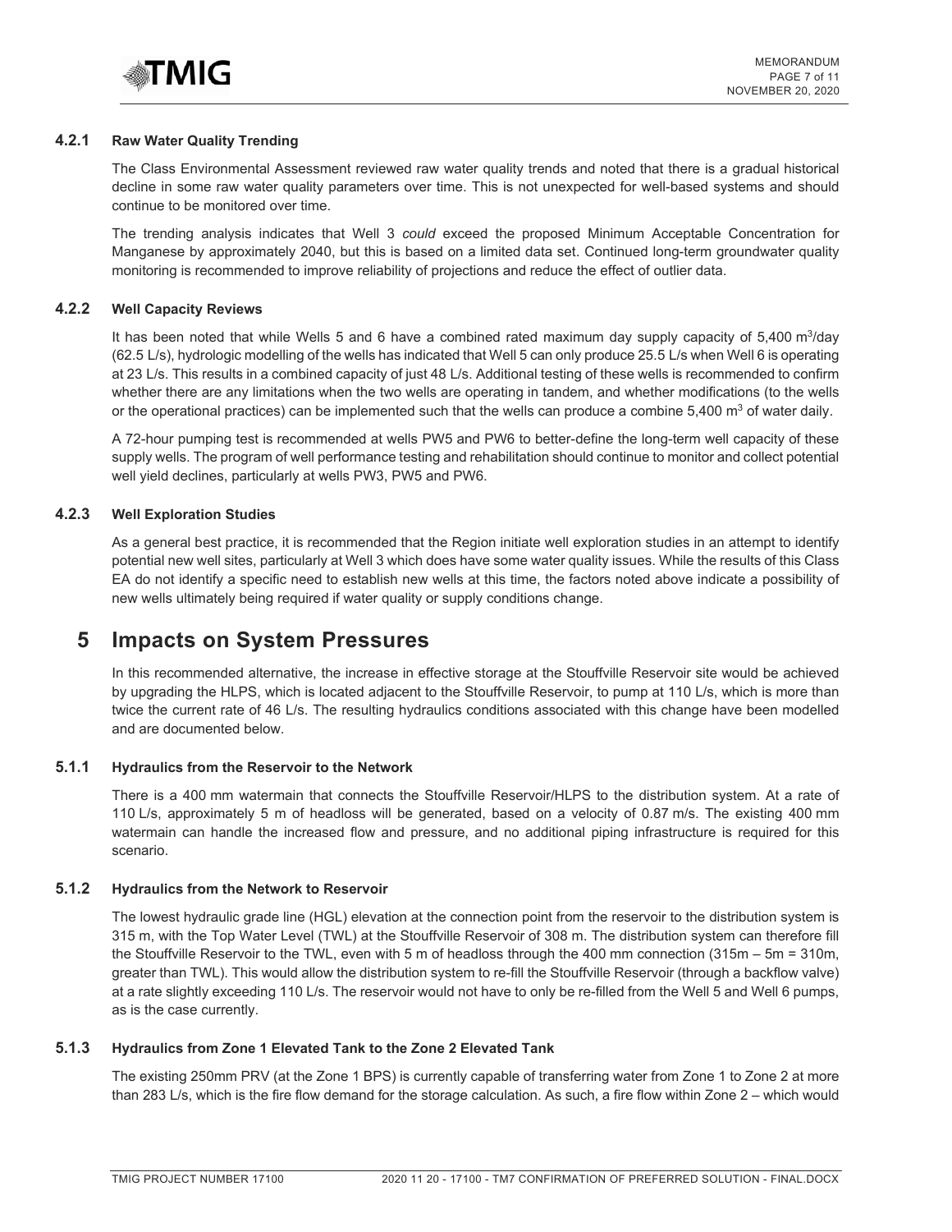#### 4.2.1 Raw Water Quality Trending

The Class Environmental Assessment reviewed raw water quality trends and noted that there is a gradual historical decline in some raw water quality parameters over time. This is not unexpected for well-based systems and should continue to be monitored over time.

The trending analysis indicates that Well 3 *could* exceed the proposed Minimum Acceptable Concentration for Manganese by approximately 2040, but this is based on a limited data set. Continued long-term groundwater quality monitoring is recommended to improve reliability of projections and reduce the effect of outlier data.

#### 4.2.2 Well Capacity Reviews

It has been noted that while Wells 5 and 6 have a combined rated maximum day supply capacity of 5,400 $m^3$/day (62.5 L/s), hydrologic modelling of the wells has indicated that Well 5 can only produce 25.5 L/s when Well 6 is operating at 23 L/s. This results in a combined capacity of just 48 L/s. Additional testing of these wells is recommended to confirm whether there are any limitations when the two wells are operating in tandem, and whether modifications (to the wells or the operational practices) can be implemented such that the wells can produce a combine 5,400 $m^3$ of water daily.

A 72-hour pumping test is recommended at wells PW5 and PW6 to better-define the long-term well capacity of these supply wells. The program of well performance testing and rehabilitation should continue to monitor and collect potential well yield declines, particularly at wells PW3, PW5 and PW6.

#### 4.2.3 Well Exploration Studies

As a general best practice, it is recommended that the Region initiate well exploration studies in an attempt to identify potential new well sites, particularly at Well 3 which does have some water quality issues. While the results of this Class EA do not identify a specific need to establish new wells at this time, the factors noted above indicate a possibility of new wells ultimately being required if water quality or supply conditions change.

# 5 Impacts on System Pressures

In this recommended alternative, the increase in effective storage at the Stouffville Reservoir site would be achieved by upgrading the HLPS, which is located adjacent to the Stouffville Reservoir, to pump at 110 L/s, which is more than twice the current rate of 46 L/s. The resulting hydraulics conditions associated with this change have been modelled and are documented below.

#### 5.1.1 Hydraulics from the Reservoir to the Network

There is a 400 mm watermain that connects the Stouffville Reservoir/HLPS to the distribution system. At a rate of 110 L/s, approximately 5 m of headloss will be generated, based on a velocity of 0.87 m/s. The existing 400 mm watermain can handle the increased flow and pressure, and no additional piping infrastructure is required for this scenario.

#### 5.1.2 Hydraulics from the Network to Reservoir

The lowest hydraulic grade line (HGL) elevation at the connection point from the reservoir to the distribution system is 315 m, with the Top Water Level (TWL) at the Stouffville Reservoir of 308 m. The distribution system can therefore fill the Stouffville Reservoir to the TWL, even with 5 m of headloss through the 400 mm connection (315m – 5m = 310m, greater than TWL). This would allow the distribution system to re-fill the Stouffville Reservoir (through a backflow valve) at a rate slightly exceeding 110 L/s. The reservoir would not have to only be re-filled from the Well 5 and Well 6 pumps, as is the case currently.

#### 5.1.3 Hydraulics from Zone 1 Elevated Tank to the Zone 2 Elevated Tank

The existing 250mm PRV (at the Zone 1 BPS) is currently capable of transferring water from Zone 1 to Zone 2 at more than 283 L/s, which is the fire flow demand for the storage calculation. As such, a fire flow within Zone 2 – which would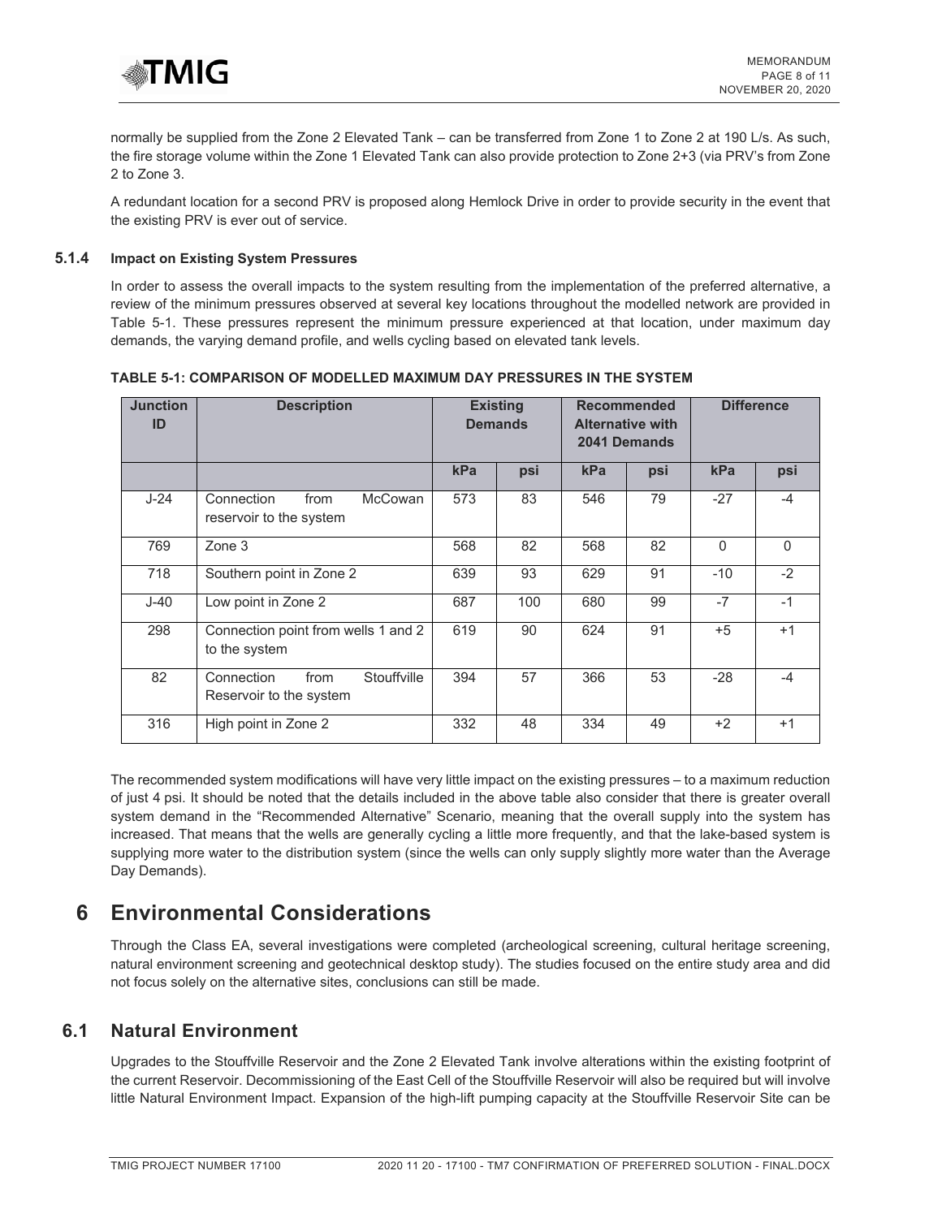normally be supplied from the Zone 2 Elevated Tank – can be transferred from Zone 1 to Zone 2 at 190 L/s. As such, the fire storage volume within the Zone 1 Elevated Tank can also provide protection to Zone 2+3 (via PRV's from Zone 2 to Zone 3.

A redundant location for a second PRV is proposed along Hemlock Drive in order to provide security in the event that the existing PRV is ever out of service.

#### 5.1.4 Impact on Existing System Pressures

In order to assess the overall impacts to the system resulting from the implementation of the preferred alternative, a review of the minimum pressures observed at several key locations throughout the modelled network are provided in Table 5-1. These pressures represent the minimum pressure experienced at that location, under maximum day demands, the varying demand profile, and wells cycling based on elevated tank levels.

**TABLE 5-1: COMPARISON OF MODELLED MAXIMUM DAY PRESSURES IN THE SYSTEM**

| Junction ID | Description | Existing Demands | | Recommended Alternative with 2041 Demands | | Difference | |
|---|---|---|---|---|---|---|---|
| | | kPa | psi | kPa | psi | kPa | psi |
| J-24 | Connection from McCowan reservoir to the system | 573 | 83 | 546 | 79 | -27 | -4 |
| 769 | Zone 3 | 568 | 82 | 568 | 82 | 0 | 0 |
| 718 | Southern point in Zone 2 | 639 | 93 | 629 | 91 | -10 | -2 |
| J-40 | Low point in Zone 2 | 687 | 100 | 680 | 99 | -7 | -1 |
| 298 | Connection point from wells 1 and 2 to the system | 619 | 90 | 624 | 91 | +5 | +1 |
| 82 | Connection from Stouffville Reservoir to the system | 394 | 57 | 366 | 53 | -28 | -4 |
| 316 | High point in Zone 2 | 332 | 48 | 334 | 49 | +2 | +1 |

The recommended system modifications will have very little impact on the existing pressures – to a maximum reduction of just 4 psi. It should be noted that the details included in the above table also consider that there is greater overall system demand in the "Recommended Alternative" Scenario, meaning that the overall supply into the system has increased. That means that the wells are generally cycling a little more frequently, and that the lake-based system is supplying more water to the distribution system (since the wells can only supply slightly more water than the Average Day Demands).

# 6 Environmental Considerations

Through the Class EA, several investigations were completed (archeological screening, cultural heritage screening, natural environment screening and geotechnical desktop study). The studies focused on the entire study area and did not focus solely on the alternative sites, conclusions can still be made.

## 6.1 Natural Environment

Upgrades to the Stouffville Reservoir and the Zone 2 Elevated Tank involve alterations within the existing footprint of the current Reservoir. Decommissioning of the East Cell of the Stouffville Reservoir will also be required but will involve little Natural Environment Impact. Expansion of the high-lift pumping capacity at the Stouffville Reservoir Site can be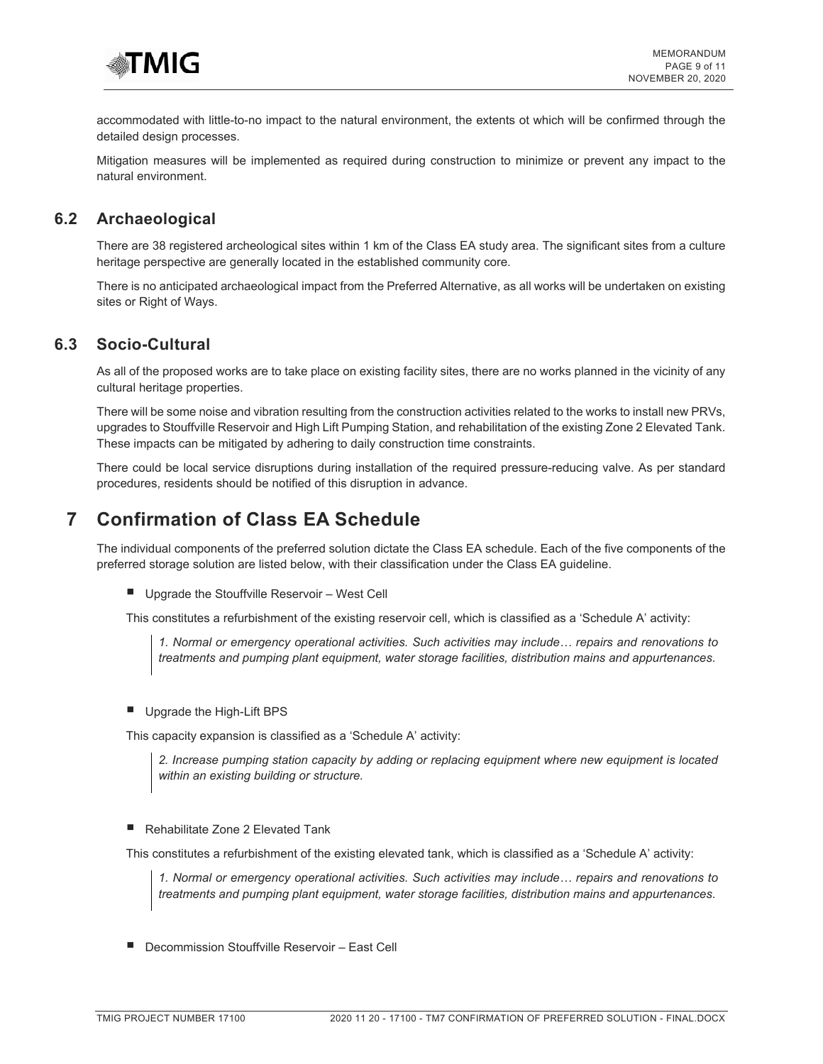accommodated with little-to-no impact to the natural environment, the extents ot which will be confirmed through the detailed design processes.

Mitigation measures will be implemented as required during construction to minimize or prevent any impact to the natural environment.

### 6.2 Archaeological

There are 38 registered archeological sites within 1 km of the Class EA study area. The significant sites from a culture heritage perspective are generally located in the established community core.

There is no anticipated archaeological impact from the Preferred Alternative, as all works will be undertaken on existing sites or Right of Ways.

### 6.3 Socio-Cultural

As all of the proposed works are to take place on existing facility sites, there are no works planned in the vicinity of any cultural heritage properties.

There will be some noise and vibration resulting from the construction activities related to the works to install new PRVs, upgrades to Stouffville Reservoir and High Lift Pumping Station, and rehabilitation of the existing Zone 2 Elevated Tank. These impacts can be mitigated by adhering to daily construction time constraints.

There could be local service disruptions during installation of the required pressure-reducing valve. As per standard procedures, residents should be notified of this disruption in advance.

## 7 Confirmation of Class EA Schedule

The individual components of the preferred solution dictate the Class EA schedule. Each of the five components of the preferred storage solution are listed below, with their classification under the Class EA guideline.

- Upgrade the Stouffville Reservoir – West Cell

This constitutes a refurbishment of the existing reservoir cell, which is classified as a 'Schedule A' activity:

> *1. Normal or emergency operational activities. Such activities may include… repairs and renovations to treatments and pumping plant equipment, water storage facilities, distribution mains and appurtenances.*

- Upgrade the High-Lift BPS

This capacity expansion is classified as a 'Schedule A' activity:

> *2. Increase pumping station capacity by adding or replacing equipment where new equipment is located within an existing building or structure.*

- Rehabilitate Zone 2 Elevated Tank

This constitutes a refurbishment of the existing elevated tank, which is classified as a 'Schedule A' activity:

> *1. Normal or emergency operational activities. Such activities may include… repairs and renovations to treatments and pumping plant equipment, water storage facilities, distribution mains and appurtenances.*

- Decommission Stouffville Reservoir – East Cell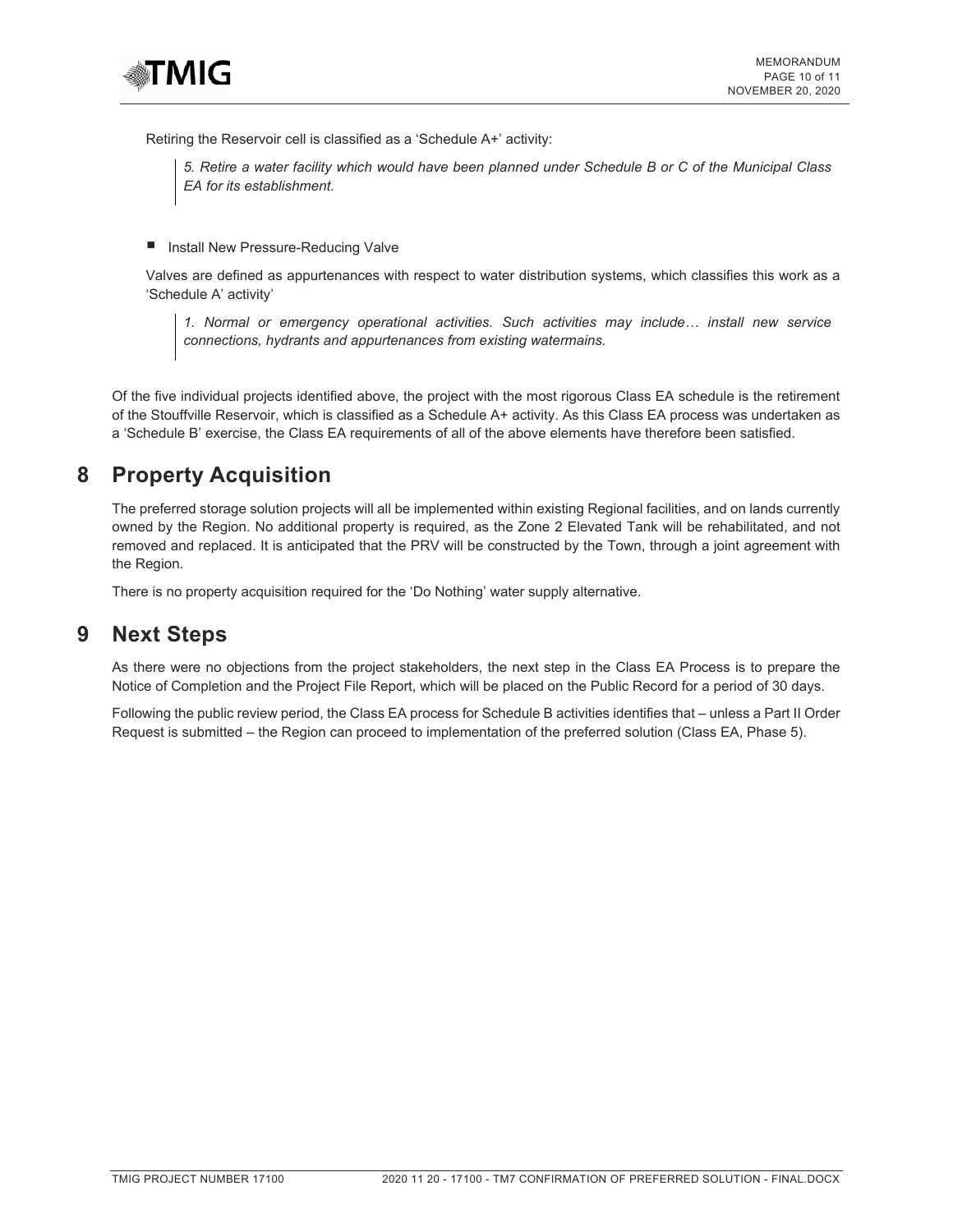Retiring the Reservoir cell is classified as a ‘Schedule A+’ activity:

> *5. Retire a water facility which would have been planned under Schedule B or C of the Municipal Class EA for its establishment.*

- Install New Pressure-Reducing Valve

  Valves are defined as appurtenances with respect to water distribution systems, which classifies this work as a ‘Schedule A’ activity’

  > *1. Normal or emergency operational activities. Such activities may include… install new service connections, hydrants and appurtenances from existing watermains.*

Of the five individual projects identified above, the project with the most rigorous Class EA schedule is the retirement of the Stouffville Reservoir, which is classified as a Schedule A+ activity. As this Class EA process was undertaken as a ‘Schedule B’ exercise, the Class EA requirements of all of the above elements have therefore been satisfied.

# 8 Property Acquisition

The preferred storage solution projects will all be implemented within existing Regional facilities, and on lands currently owned by the Region. No additional property is required, as the Zone 2 Elevated Tank will be rehabilitated, and not removed and replaced. It is anticipated that the PRV will be constructed by the Town, through a joint agreement with the Region.

There is no property acquisition required for the ‘Do Nothing’ water supply alternative.

# 9 Next Steps

As there were no objections from the project stakeholders, the next step in the Class EA Process is to prepare the Notice of Completion and the Project File Report, which will be placed on the Public Record for a period of 30 days.

Following the public review period, the Class EA process for Schedule B activities identifies that – unless a Part II Order Request is submitted – the Region can proceed to implementation of the preferred solution (Class EA, Phase 5).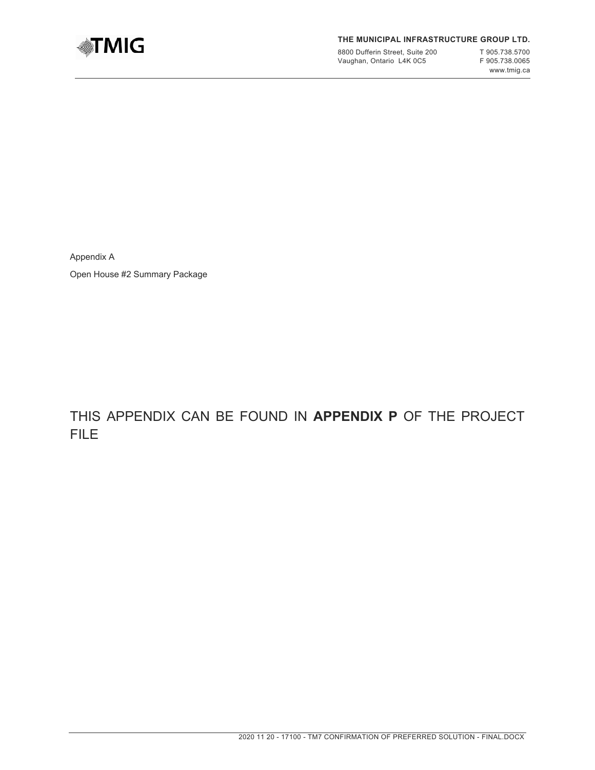Appendix A

Open House #2 Summary Package

THIS APPENDIX CAN BE FOUND IN **APPENDIX P** OF THE PROJECT FILE